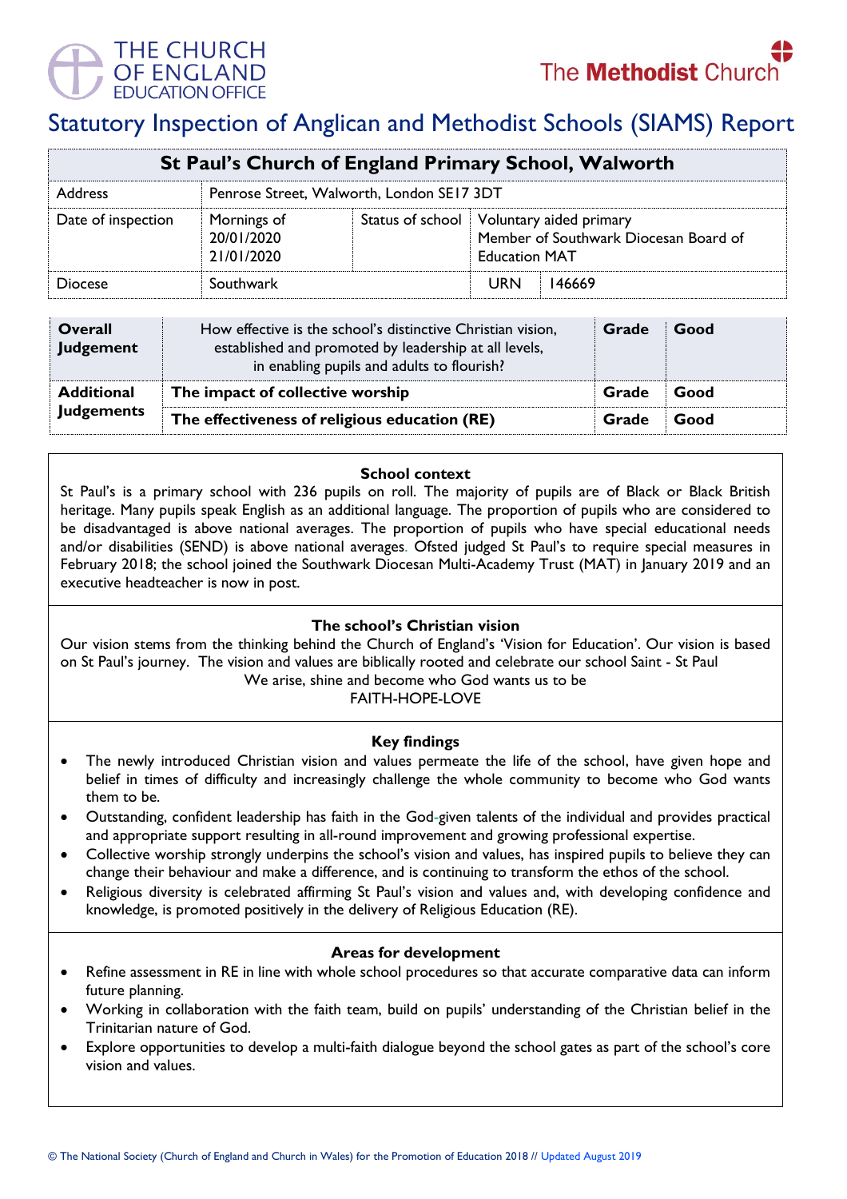THE CHURCH OF ENGLAND EDUCATION OFFICE

The Methodist Church

# Statutory Inspection of Anglican and Methodist Schools (SIAMS) Report

| St Paul's Church of England Primary School, Walworth | | | | |
|---|---|---|---|---|
| Address | Penrose Street, Walworth, London SE17 3DT | | | |
| Date of inspection | Mornings of 20/01/2020 21/01/2020 | Status of school | Voluntary aided primary Member of Southwark Diocesan Board of Education MAT | |
| Diocese | Southwark | | URN | 146669 |

| | | | |
|---|---|---|---|
| **Overall Judgement** | How effective is the school's distinctive Christian vision, established and promoted by leadership at all levels, in enabling pupils and adults to flourish? | **Grade** | **Good** |
| **Additional Judgements** | **The impact of collective worship** | **Grade** | **Good** |
| | **The effectiveness of religious education (RE)** | **Grade** | **Good** |

### School context

St Paul's is a primary school with 236 pupils on roll. The majority of pupils are of Black or Black British heritage. Many pupils speak English as an additional language. The proportion of pupils who are considered to be disadvantaged is above national averages. The proportion of pupils who have special educational needs and/or disabilities (SEND) is above national averages. Ofsted judged St Paul's to require special measures in February 2018; the school joined the Southwark Diocesan Multi-Academy Trust (MAT) in January 2019 and an executive headteacher is now in post.

### The school's Christian vision

Our vision stems from the thinking behind the Church of England's 'Vision for Education'. Our vision is based on St Paul's journey. The vision and values are biblically rooted and celebrate our school Saint - St Paul

We arise, shine and become who God wants us to be

FAITH-HOPE-LOVE

### Key findings

- The newly introduced Christian vision and values permeate the life of the school, have given hope and belief in times of difficulty and increasingly challenge the whole community to become who God wants them to be.
- Outstanding, confident leadership has faith in the God-given talents of the individual and provides practical and appropriate support resulting in all-round improvement and growing professional expertise.
- Collective worship strongly underpins the school's vision and values, has inspired pupils to believe they can change their behaviour and make a difference, and is continuing to transform the ethos of the school.
- Religious diversity is celebrated affirming St Paul's vision and values and, with developing confidence and knowledge, is promoted positively in the delivery of Religious Education (RE).

### Areas for development

- Refine assessment in RE in line with whole school procedures so that accurate comparative data can inform future planning.
- Working in collaboration with the faith team, build on pupils' understanding of the Christian belief in the Trinitarian nature of God.
- Explore opportunities to develop a multi-faith dialogue beyond the school gates as part of the school's core vision and values.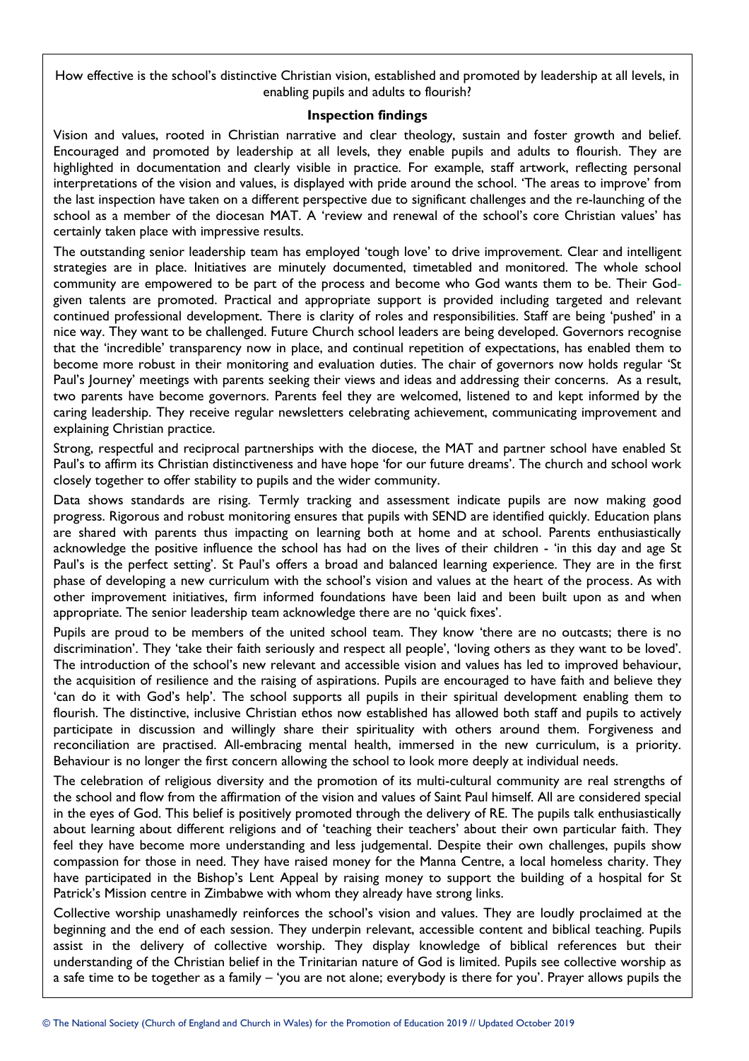How effective is the school's distinctive Christian vision, established and promoted by leadership at all levels, in enabling pupils and adults to flourish?

**Inspection findings**

Vision and values, rooted in Christian narrative and clear theology, sustain and foster growth and belief. Encouraged and promoted by leadership at all levels, they enable pupils and adults to flourish. They are highlighted in documentation and clearly visible in practice. For example, staff artwork, reflecting personal interpretations of the vision and values, is displayed with pride around the school. 'The areas to improve' from the last inspection have taken on a different perspective due to significant challenges and the re-launching of the school as a member of the diocesan MAT. A 'review and renewal of the school's core Christian values' has certainly taken place with impressive results.

The outstanding senior leadership team has employed 'tough love' to drive improvement. Clear and intelligent strategies are in place. Initiatives are minutely documented, timetabled and monitored. The whole school community are empowered to be part of the process and become who God wants them to be. Their God-given talents are promoted. Practical and appropriate support is provided including targeted and relevant continued professional development. There is clarity of roles and responsibilities. Staff are being 'pushed' in a nice way. They want to be challenged. Future Church school leaders are being developed. Governors recognise that the 'incredible' transparency now in place, and continual repetition of expectations, has enabled them to become more robust in their monitoring and evaluation duties. The chair of governors now holds regular 'St Paul's Journey' meetings with parents seeking their views and ideas and addressing their concerns. As a result, two parents have become governors. Parents feel they are welcomed, listened to and kept informed by the caring leadership. They receive regular newsletters celebrating achievement, communicating improvement and explaining Christian practice.

Strong, respectful and reciprocal partnerships with the diocese, the MAT and partner school have enabled St Paul's to affirm its Christian distinctiveness and have hope 'for our future dreams'. The church and school work closely together to offer stability to pupils and the wider community.

Data shows standards are rising. Termly tracking and assessment indicate pupils are now making good progress. Rigorous and robust monitoring ensures that pupils with SEND are identified quickly. Education plans are shared with parents thus impacting on learning both at home and at school. Parents enthusiastically acknowledge the positive influence the school has had on the lives of their children - 'in this day and age St Paul's is the perfect setting'. St Paul's offers a broad and balanced learning experience. They are in the first phase of developing a new curriculum with the school's vision and values at the heart of the process. As with other improvement initiatives, firm informed foundations have been laid and been built upon as and when appropriate. The senior leadership team acknowledge there are no 'quick fixes'.

Pupils are proud to be members of the united school team. They know 'there are no outcasts; there is no discrimination'. They 'take their faith seriously and respect all people', 'loving others as they want to be loved'. The introduction of the school's new relevant and accessible vision and values has led to improved behaviour, the acquisition of resilience and the raising of aspirations. Pupils are encouraged to have faith and believe they 'can do it with God's help'. The school supports all pupils in their spiritual development enabling them to flourish. The distinctive, inclusive Christian ethos now established has allowed both staff and pupils to actively participate in discussion and willingly share their spirituality with others around them. Forgiveness and reconciliation are practised. All-embracing mental health, immersed in the new curriculum, is a priority. Behaviour is no longer the first concern allowing the school to look more deeply at individual needs.

The celebration of religious diversity and the promotion of its multi-cultural community are real strengths of the school and flow from the affirmation of the vision and values of Saint Paul himself. All are considered special in the eyes of God. This belief is positively promoted through the delivery of RE. The pupils talk enthusiastically about learning about different religions and of 'teaching their teachers' about their own particular faith. They feel they have become more understanding and less judgemental. Despite their own challenges, pupils show compassion for those in need. They have raised money for the Manna Centre, a local homeless charity. They have participated in the Bishop's Lent Appeal by raising money to support the building of a hospital for St Patrick's Mission centre in Zimbabwe with whom they already have strong links.

Collective worship unashamedly reinforces the school's vision and values. They are loudly proclaimed at the beginning and the end of each session. They underpin relevant, accessible content and biblical teaching. Pupils assist in the delivery of collective worship. They display knowledge of biblical references but their understanding of the Christian belief in the Trinitarian nature of God is limited. Pupils see collective worship as a safe time to be together as a family – 'you are not alone; everybody is there for you'. Prayer allows pupils the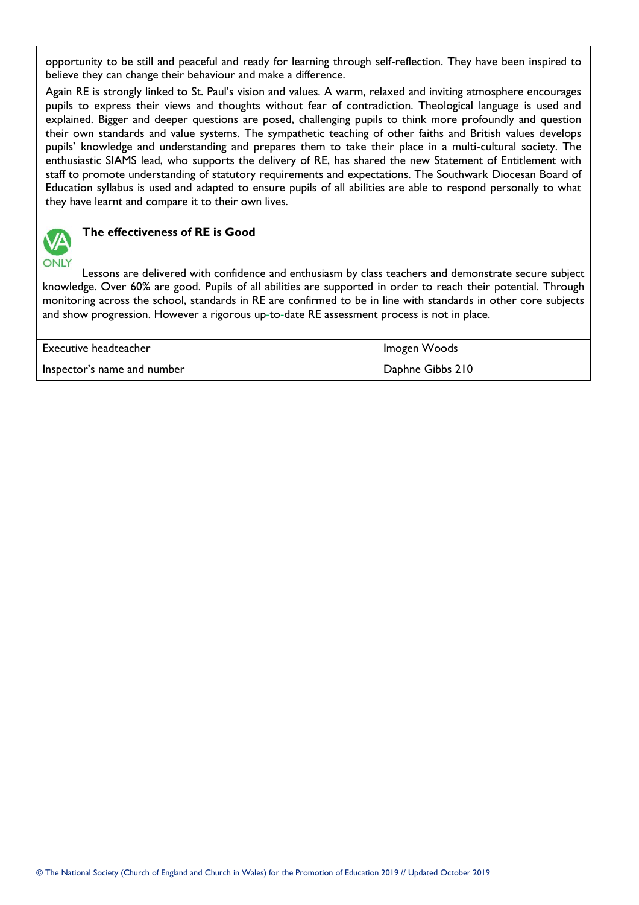opportunity to be still and peaceful and ready for learning through self-reflection. They have been inspired to believe they can change their behaviour and make a difference.

Again RE is strongly linked to St. Paul's vision and values. A warm, relaxed and inviting atmosphere encourages pupils to express their views and thoughts without fear of contradiction. Theological language is used and explained. Bigger and deeper questions are posed, challenging pupils to think more profoundly and question their own standards and value systems. The sympathetic teaching of other faiths and British values develops pupils' knowledge and understanding and prepares them to take their place in a multi-cultural society. The enthusiastic SIAMS lead, who supports the delivery of RE, has shared the new Statement of Entitlement with staff to promote understanding of statutory requirements and expectations. The Southwark Diocesan Board of Education syllabus is used and adapted to ensure pupils of all abilities are able to respond personally to what they have learnt and compare it to their own lives.

VA ONLY

**The effectiveness of RE is Good**

Lessons are delivered with confidence and enthusiasm by class teachers and demonstrate secure subject knowledge. Over 60% are good. Pupils of all abilities are supported in order to reach their potential. Through monitoring across the school, standards in RE are confirmed to be in line with standards in other core subjects and show progression. However a rigorous up-to-date RE assessment process is not in place.

| | |
|---|---|
| Executive headteacher | Imogen Woods |
| Inspector's name and number | Daphne Gibbs 210 |